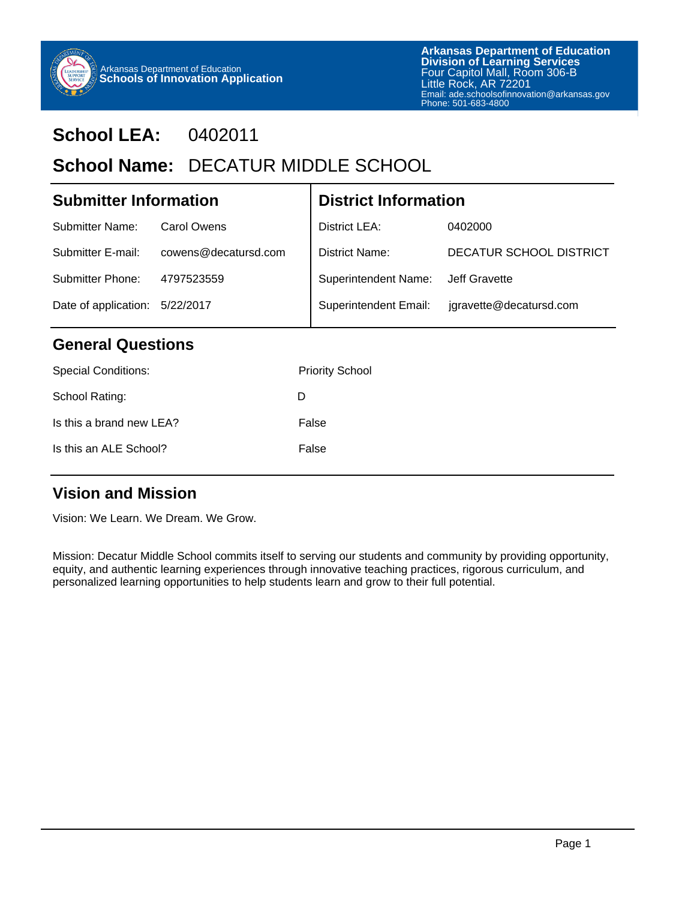Arkansas Department of Education
**Schools of Innovation Application**

**Arkansas Department of Education**
**Division of Learning Services**
Four Capitol Mall, Room 306-B
Little Rock, AR 72201
Email: ade.schoolsofinnovation@arkansas.gov
Phone: 501-683-4800

# School LEA: 0402011

# School Name: DECATUR MIDDLE SCHOOL

## Submitter Information

| | |
|---|---|
| Submitter Name: | Carol Owens |
| Submitter E-mail: | cowens@decatursd.com |
| Submitter Phone: | 4797523559 |
| Date of application: | 5/22/2017 |

## District Information

| | |
|---|---|
| District LEA: | 0402000 |
| District Name: | DECATUR SCHOOL DISTRICT |
| Superintendent Name: | Jeff Gravette |
| Superintendent Email: | jgravette@decatursd.com |

## General Questions

| | |
|---|---|
| Special Conditions: | Priority School |
| School Rating: | D |
| Is this a brand new LEA? | False |
| Is this an ALE School? | False |

## Vision and Mission

Vision: We Learn. We Dream. We Grow.

Mission: Decatur Middle School commits itself to serving our students and community by providing opportunity, equity, and authentic learning experiences through innovative teaching practices, rigorous curriculum, and personalized learning opportunities to help students learn and grow to their full potential.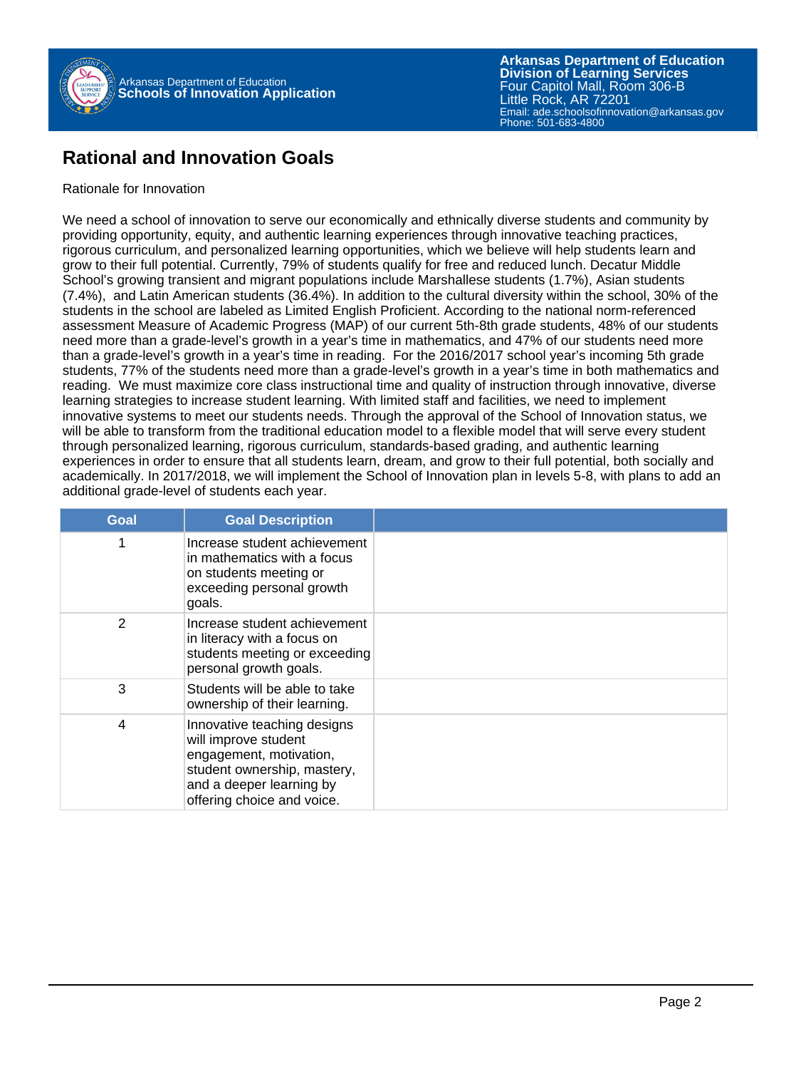# Rational and Innovation Goals

Rationale for Innovation

We need a school of innovation to serve our economically and ethnically diverse students and community by providing opportunity, equity, and authentic learning experiences through innovative teaching practices, rigorous curriculum, and personalized learning opportunities, which we believe will help students learn and grow to their full potential. Currently, 79% of students qualify for free and reduced lunch. Decatur Middle School's growing transient and migrant populations include Marshallese students (1.7%), Asian students (7.4%), and Latin American students (36.4%). In addition to the cultural diversity within the school, 30% of the students in the school are labeled as Limited English Proficient. According to the national norm-referenced assessment Measure of Academic Progress (MAP) of our current 5th-8th grade students, 48% of our students need more than a grade-level's growth in a year's time in mathematics, and 47% of our students need more than a grade-level's growth in a year's time in reading. For the 2016/2017 school year's incoming 5th grade students, 77% of the students need more than a grade-level's growth in a year's time in both mathematics and reading. We must maximize core class instructional time and quality of instruction through innovative, diverse learning strategies to increase student learning. With limited staff and facilities, we need to implement innovative systems to meet our students needs. Through the approval of the School of Innovation status, we will be able to transform from the traditional education model to a flexible model that will serve every student through personalized learning, rigorous curriculum, standards-based grading, and authentic learning experiences in order to ensure that all students learn, dream, and grow to their full potential, both socially and academically. In 2017/2018, we will implement the School of Innovation plan in levels 5-8, with plans to add an additional grade-level of students each year.

| Goal | Goal Description | |
|---|---|---|
| 1 | Increase student achievement in mathematics with a focus on students meeting or exceeding personal growth goals. | |
| 2 | Increase student achievement in literacy with a focus on students meeting or exceeding personal growth goals. | |
| 3 | Students will be able to take ownership of their learning. | |
| 4 | Innovative teaching designs will improve student engagement, motivation, student ownership, mastery, and a deeper learning by offering choice and voice. | |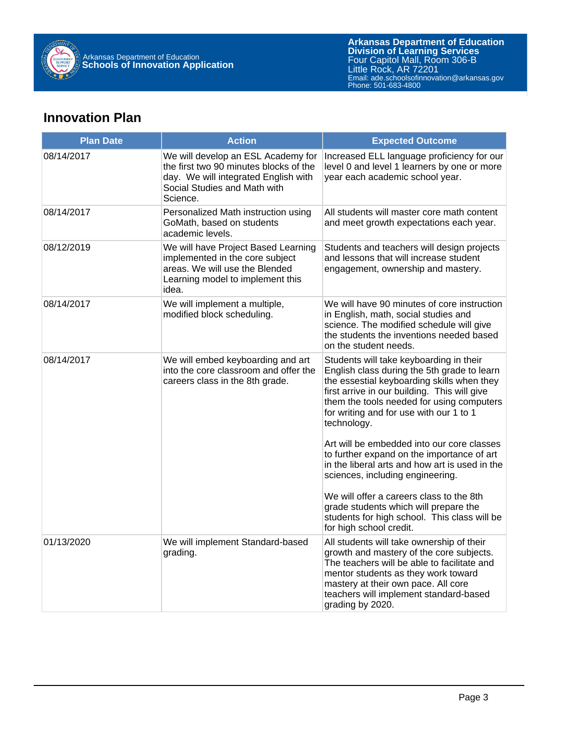## Innovation Plan

| Plan Date | Action | Expected Outcome |
| --- | --- | --- |
| 08/14/2017 | We will develop an ESL Academy for the first two 90 minutes blocks of the day. We will integrated English with Social Studies and Math with Science. | Increased ELL language proficiency for our level 0 and level 1 learners by one or more year each academic school year. |
| 08/14/2017 | Personalized Math instruction using GoMath, based on students academic levels. | All students will master core math content and meet growth expectations each year. |
| 08/12/2019 | We will have Project Based Learning implemented in the core subject areas. We will use the Blended Learning model to implement this idea. | Students and teachers will design projects and lessons that will increase student engagement, ownership and mastery. |
| 08/14/2017 | We will implement a multiple, modified block scheduling. | We will have 90 minutes of core instruction in English, math, social studies and science. The modified schedule will give the students the inventions needed based on the student needs. |
| 08/14/2017 | We will embed keyboarding and art into the core classroom and offer the careers class in the 8th grade. | Students will take keyboarding in their English class during the 5th grade to learn the essestial keyboarding skills when they first arrive in our building. This will give them the tools needed for using computers for writing and for use with our 1 to 1 technology.<br><br>Art will be embedded into our core classes to further expand on the importance of art in the liberal arts and how art is used in the sciences, including engineering.<br><br>We will offer a careers class to the 8th grade students which will prepare the students for high school. This class will be for high school credit. |
| 01/13/2020 | We will implement Standard-based grading. | All students will take ownership of their growth and mastery of the core subjects. The teachers will be able to facilitate and mentor students as they work toward mastery at their own pace. All core teachers will implement standard-based grading by 2020. |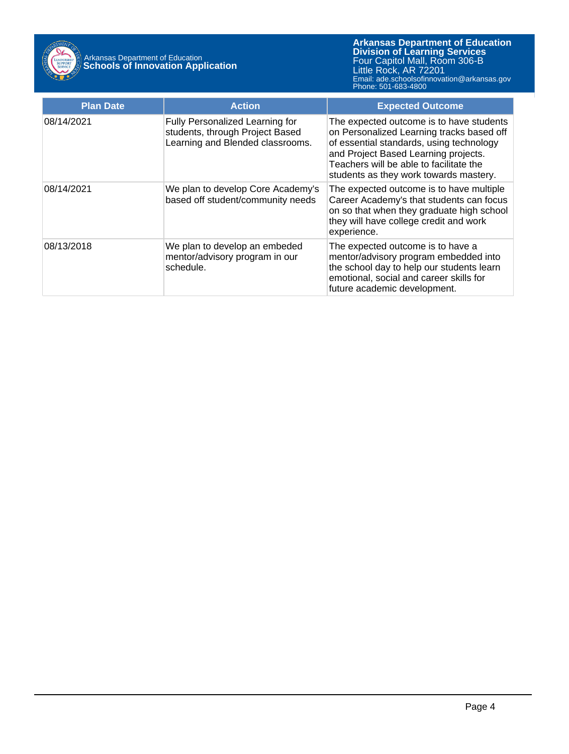| Plan Date | Action | Expected Outcome |
| --- | --- | --- |
| 08/14/2021 | Fully Personalized Learning for students, through Project Based Learning and Blended classrooms. | The expected outcome is to have students on Personalized Learning tracks based off of essential standards, using technology and Project Based Learning projects. Teachers will be able to facilitate the students as they work towards mastery. |
| 08/14/2021 | We plan to develop Core Academy's based off student/community needs | The expected outcome is to have multiple Career Academy's that students can focus on so that when they graduate high school they will have college credit and work experience. |
| 08/13/2018 | We plan to develop an embeded mentor/advisory program in our schedule. | The expected outcome is to have a mentor/advisory program embedded into the school day to help our students learn emotional, social and career skills for future academic development. |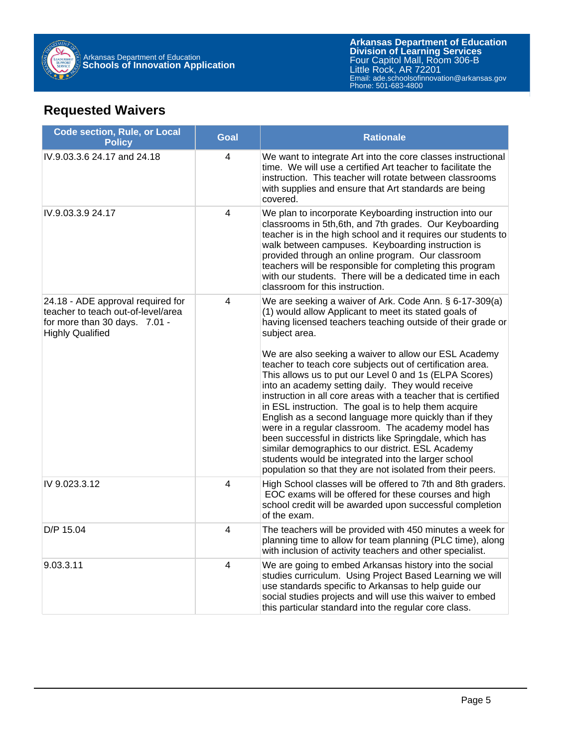## Requested Waivers

| Code section, Rule, or Local Policy | Goal | Rationale |
|---|---|---|
| IV.9.03.3.6 24.17 and 24.18 | 4 | We want to integrate Art into the core classes instructional time. We will use a certified Art teacher to facilitate the instruction. This teacher will rotate between classrooms with supplies and ensure that Art standards are being covered. |
| IV.9.03.3.9 24.17 | 4 | We plan to incorporate Keyboarding instruction into our classrooms in 5th,6th, and 7th grades. Our Keyboarding teacher is in the high school and it requires our students to walk between campuses. Keyboarding instruction is provided through an online program. Our classroom teachers will be responsible for completing this program with our students. There will be a dedicated time in each classroom for this instruction. |
| 24.18 - ADE approval required for teacher to teach out-of-level/area for more than 30 days. 7.01 - Highly Qualified | 4 | We are seeking a waiver of Ark. Code Ann. § 6-17-309(a)(1) would allow Applicant to meet its stated goals of having licensed teachers teaching outside of their grade or subject area.<br><br>We are also seeking a waiver to allow our ESL Academy teacher to teach core subjects out of certification area. This allows us to put our Level 0 and 1s (ELPA Scores) into an academy setting daily. They would receive instruction in all core areas with a teacher that is certified in ESL instruction. The goal is to help them acquire English as a second language more quickly than if they were in a regular classroom. The academy model has been successful in districts like Springdale, which has similar demographics to our district. ESL Academy students would be integrated into the larger school population so that they are not isolated from their peers. |
| IV 9.023.3.12 | 4 | High School classes will be offered to 7th and 8th graders. EOC exams will be offered for these courses and high school credit will be awarded upon successful completion of the exam. |
| D/P 15.04 | 4 | The teachers will be provided with 450 minutes a week for planning time to allow for team planning (PLC time), along with inclusion of activity teachers and other specialist. |
| 9.03.3.11 | 4 | We are going to embed Arkansas history into the social studies curriculum. Using Project Based Learning we will use standards specific to Arkansas to help guide our social studies projects and will use this waiver to embed this particular standard into the regular core class. |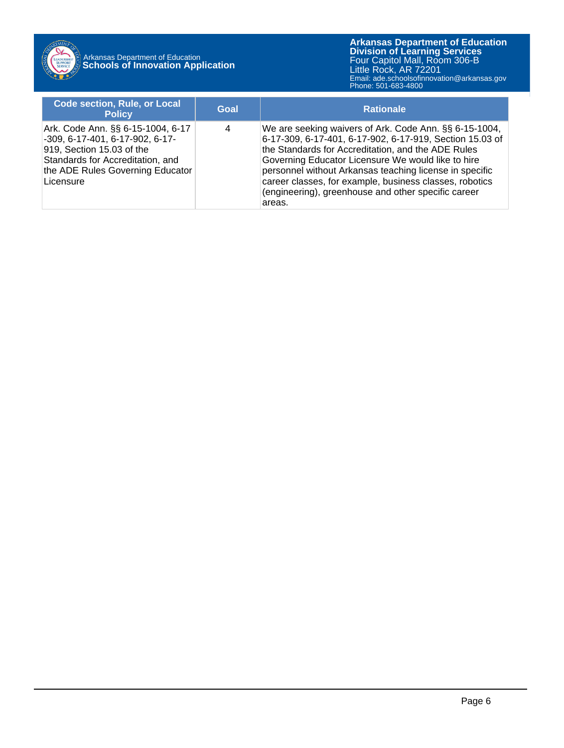| Code section, Rule, or Local Policy | Goal | Rationale |
|---|---|---|
| Ark. Code Ann. §§ 6-15-1004, 6-17-309, 6-17-401, 6-17-902, 6-17-919, Section 15.03 of the Standards for Accreditation, and the ADE Rules Governing Educator Licensure | 4 | We are seeking waivers of Ark. Code Ann. §§ 6-15-1004, 6-17-309, 6-17-401, 6-17-902, 6-17-919, Section 15.03 of the Standards for Accreditation, and the ADE Rules Governing Educator Licensure We would like to hire personnel without Arkansas teaching license in specific career classes, for example, business classes, robotics (engineering), greenhouse and other specific career areas. |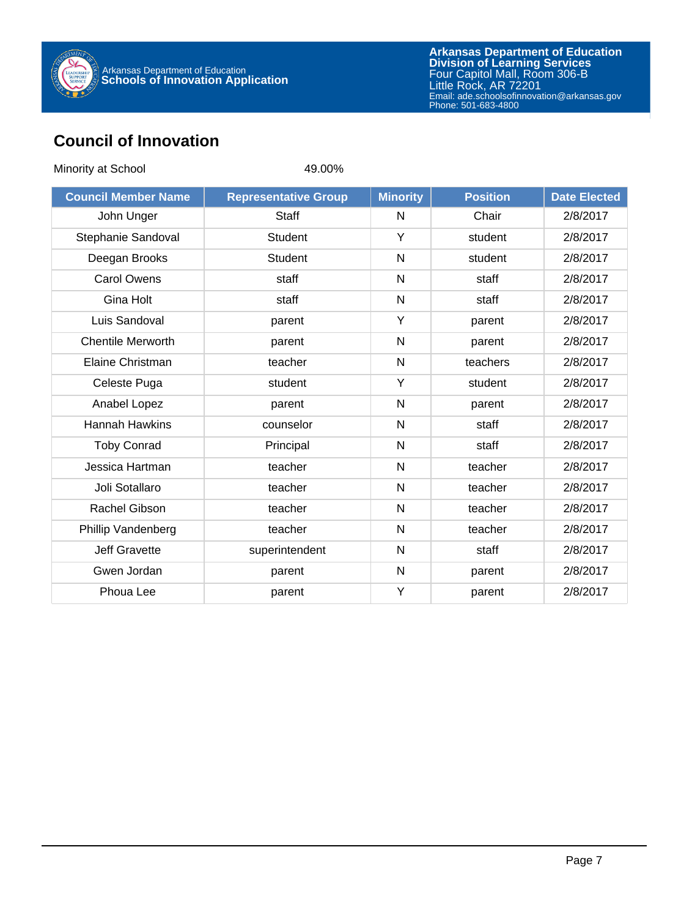## Council of Innovation

Minority at School 49.00%

| Council Member Name | Representative Group | Minority | Position | Date Elected |
|---|---|---|---|---|
| John Unger | Staff | N | Chair | 2/8/2017 |
| Stephanie Sandoval | Student | Y | student | 2/8/2017 |
| Deegan Brooks | Student | N | student | 2/8/2017 |
| Carol Owens | staff | N | staff | 2/8/2017 |
| Gina Holt | staff | N | staff | 2/8/2017 |
| Luis Sandoval | parent | Y | parent | 2/8/2017 |
| Chentile Merworth | parent | N | parent | 2/8/2017 |
| Elaine Christman | teacher | N | teachers | 2/8/2017 |
| Celeste Puga | student | Y | student | 2/8/2017 |
| Anabel Lopez | parent | N | parent | 2/8/2017 |
| Hannah Hawkins | counselor | N | staff | 2/8/2017 |
| Toby Conrad | Principal | N | staff | 2/8/2017 |
| Jessica Hartman | teacher | N | teacher | 2/8/2017 |
| Joli Sotallaro | teacher | N | teacher | 2/8/2017 |
| Rachel Gibson | teacher | N | teacher | 2/8/2017 |
| Phillip Vandenberg | teacher | N | teacher | 2/8/2017 |
| Jeff Gravette | superintendent | N | staff | 2/8/2017 |
| Gwen Jordan | parent | N | parent | 2/8/2017 |
| Phoua Lee | parent | Y | parent | 2/8/2017 |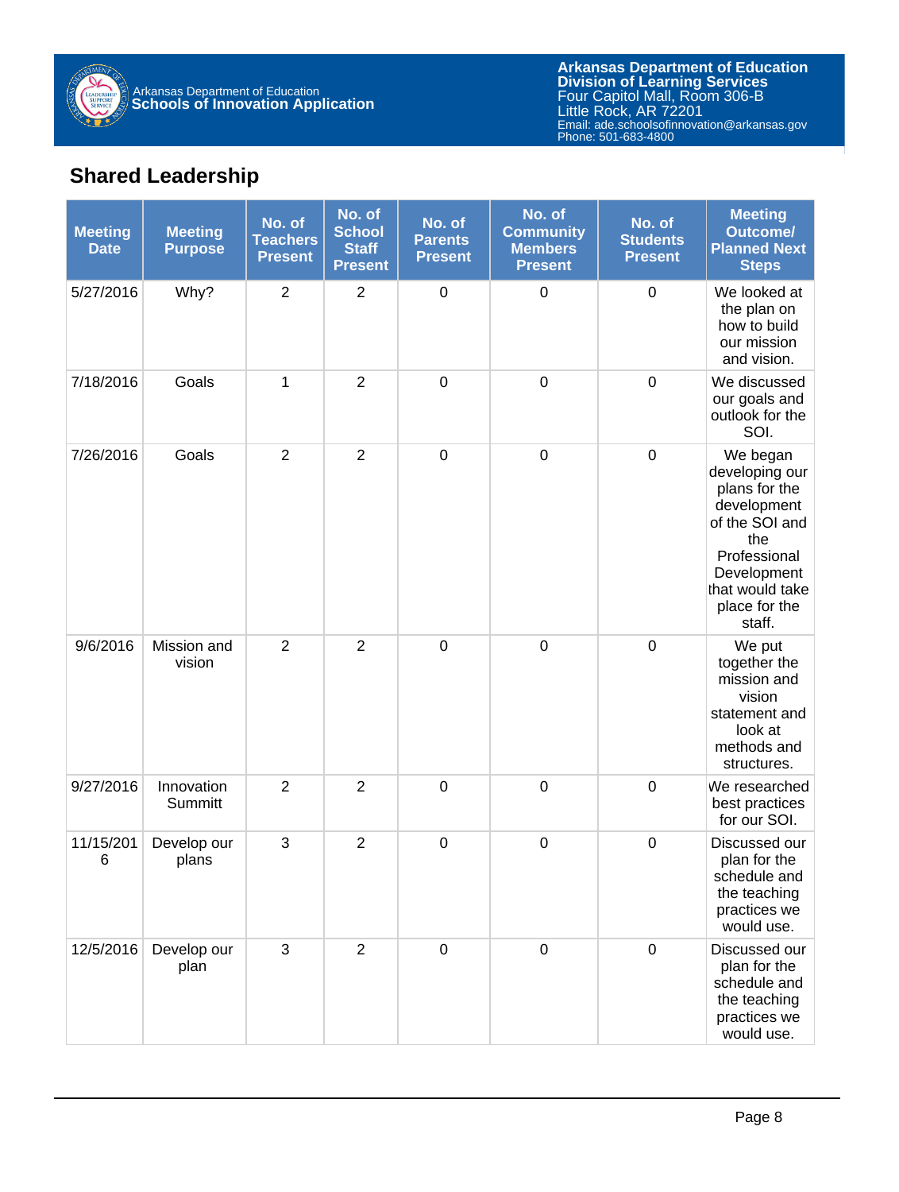## Shared Leadership

| Meeting Date | Meeting Purpose | No. of Teachers Present | No. of School Staff Present | No. of Parents Present | No. of Community Members Present | No. of Students Present | Meeting Outcome/ Planned Next Steps |
|---|---|---|---|---|---|---|---|
| 5/27/2016 | Why? | 2 | 2 | 0 | 0 | 0 | We looked at the plan on how to build our mission and vision. |
| 7/18/2016 | Goals | 1 | 2 | 0 | 0 | 0 | We discussed our goals and outlook for the SOI. |
| 7/26/2016 | Goals | 2 | 2 | 0 | 0 | 0 | We began developing our plans for the development of the SOI and the Professional Development that would take place for the staff. |
| 9/6/2016 | Mission and vision | 2 | 2 | 0 | 0 | 0 | We put together the mission and vision statement and look at methods and structures. |
| 9/27/2016 | Innovation Summitt | 2 | 2 | 0 | 0 | 0 | We researched best practices for our SOI. |
| 11/15/2016 | Develop our plans | 3 | 2 | 0 | 0 | 0 | Discussed our plan for the schedule and the teaching practices we would use. |
| 12/5/2016 | Develop our plan | 3 | 2 | 0 | 0 | 0 | Discussed our plan for the schedule and the teaching practices we would use. |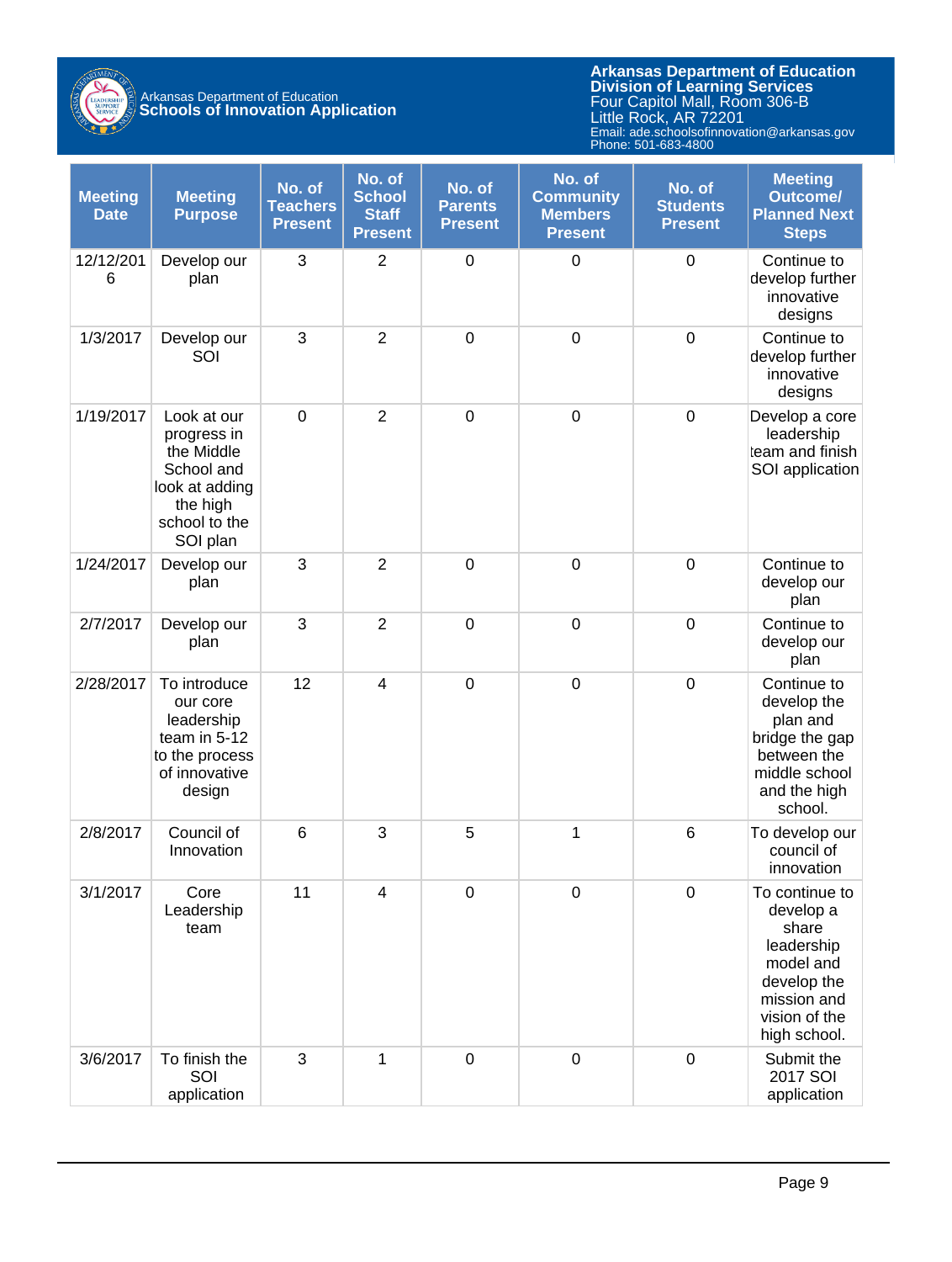| Meeting Date | Meeting Purpose | No. of Teachers Present | No. of School Staff Present | No. of Parents Present | No. of Community Members Present | No. of Students Present | Meeting Outcome/ Planned Next Steps |
|---|---|---|---|---|---|---|---|
| 12/12/2016 | Develop our plan | 3 | 2 | 0 | 0 | 0 | Continue to develop further innovative designs |
| 1/3/2017 | Develop our SOI | 3 | 2 | 0 | 0 | 0 | Continue to develop further innovative designs |
| 1/19/2017 | Look at our progress in the Middle School and look at adding the high school to the SOI plan | 0 | 2 | 0 | 0 | 0 | Develop a core leadership team and finish SOI application |
| 1/24/2017 | Develop our plan | 3 | 2 | 0 | 0 | 0 | Continue to develop our plan |
| 2/7/2017 | Develop our plan | 3 | 2 | 0 | 0 | 0 | Continue to develop our plan |
| 2/28/2017 | To introduce our core leadership team in 5-12 to the process of innovative design | 12 | 4 | 0 | 0 | 0 | Continue to develop the plan and bridge the gap between the middle school and the high school. |
| 2/8/2017 | Council of Innovation | 6 | 3 | 5 | 1 | 6 | To develop our council of innovation |
| 3/1/2017 | Core Leadership team | 11 | 4 | 0 | 0 | 0 | To continue to develop a share leadership model and develop the mission and vision of the high school. |
| 3/6/2017 | To finish the SOI application | 3 | 1 | 0 | 0 | 0 | Submit the 2017 SOI application |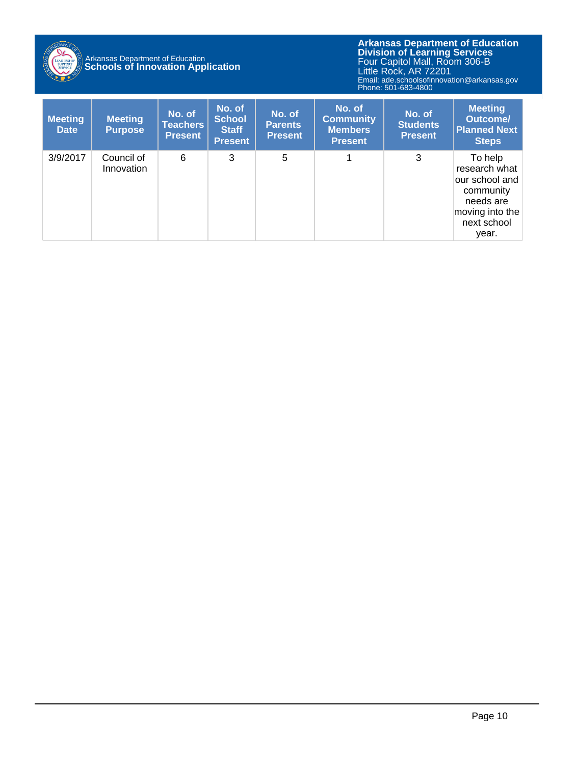| Meeting Date | Meeting Purpose | No. of Teachers Present | No. of School Staff Present | No. of Parents Present | No. of Community Members Present | No. of Students Present | Meeting Outcome/ Planned Next Steps |
|---|---|---|---|---|---|---|---|
| 3/9/2017 | Council of Innovation | 6 | 3 | 5 | 1 | 3 | To help research what our school and community needs are moving into the next school year. |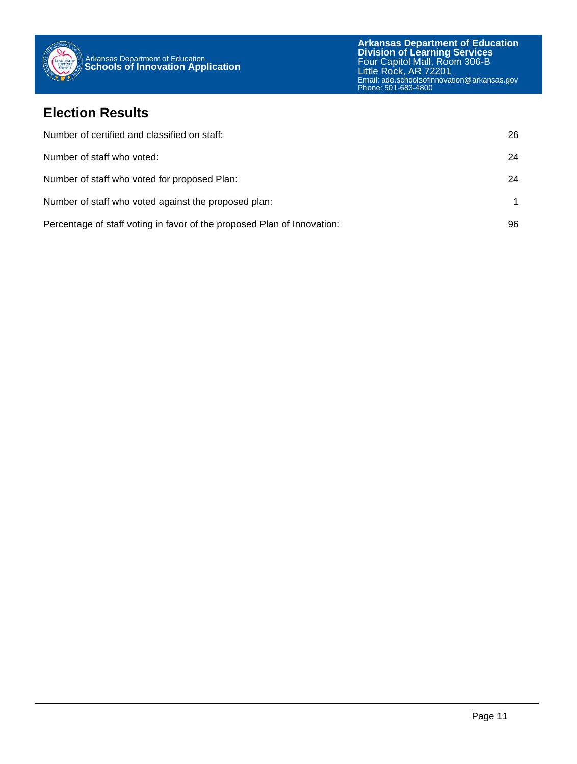## Election Results

| | |
|---|---|
| Number of certified and classified on staff: | 26 |
| Number of staff who voted: | 24 |
| Number of staff who voted for proposed Plan: | 24 |
| Number of staff who voted against the proposed plan: | 1 |
| Percentage of staff voting in favor of the proposed Plan of Innovation: | 96 |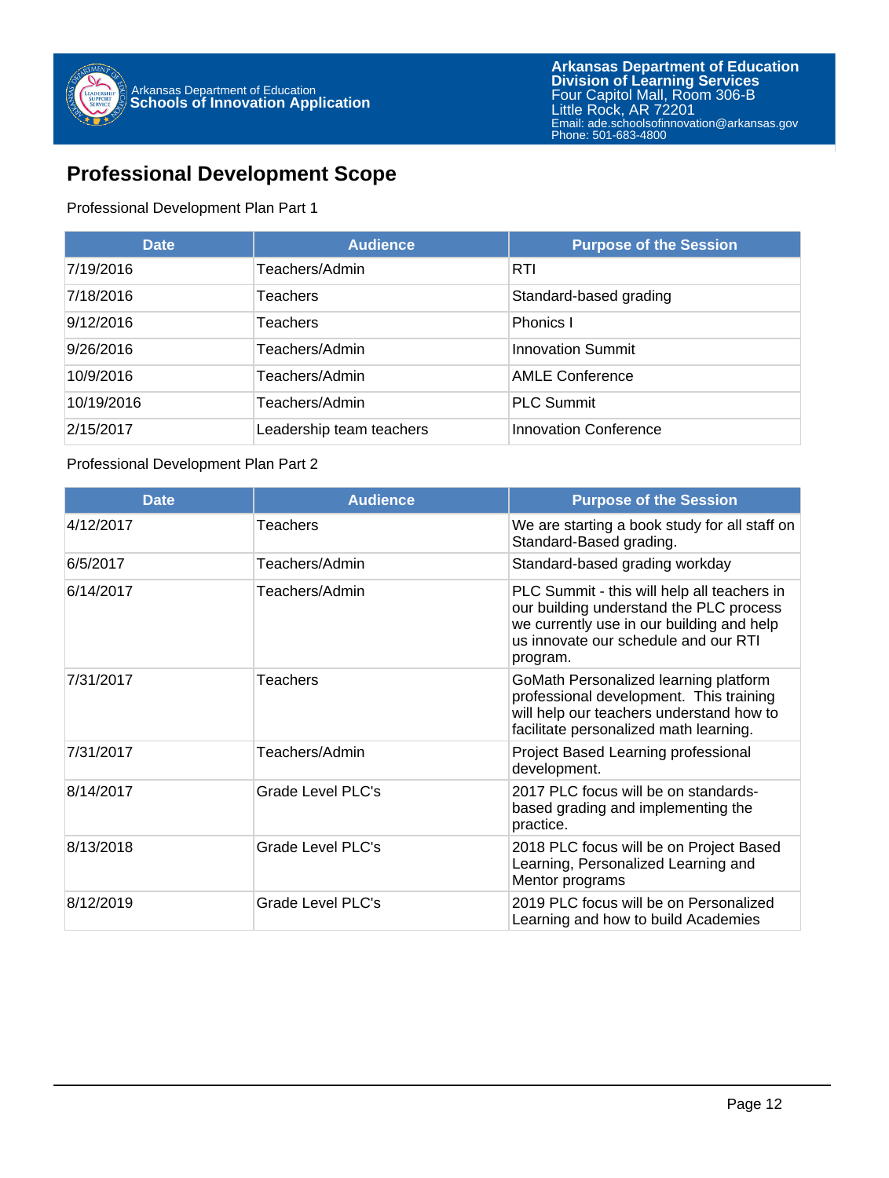## Professional Development Scope

Professional Development Plan Part 1

| Date | Audience | Purpose of the Session |
|---|---|---|
| 7/19/2016 | Teachers/Admin | RTI |
| 7/18/2016 | Teachers | Standard-based grading |
| 9/12/2016 | Teachers | Phonics I |
| 9/26/2016 | Teachers/Admin | Innovation Summit |
| 10/9/2016 | Teachers/Admin | AMLE Conference |
| 10/19/2016 | Teachers/Admin | PLC Summit |
| 2/15/2017 | Leadership team teachers | Innovation Conference |

Professional Development Plan Part 2

| Date | Audience | Purpose of the Session |
|---|---|---|
| 4/12/2017 | Teachers | We are starting a book study for all staff on Standard-Based grading. |
| 6/5/2017 | Teachers/Admin | Standard-based grading workday |
| 6/14/2017 | Teachers/Admin | PLC Summit - this will help all teachers in our building understand the PLC process we currently use in our building and help us innovate our schedule and our RTI program. |
| 7/31/2017 | Teachers | GoMath Personalized learning platform professional development. This training will help our teachers understand how to facilitate personalized math learning. |
| 7/31/2017 | Teachers/Admin | Project Based Learning professional development. |
| 8/14/2017 | Grade Level PLC's | 2017 PLC focus will be on standards-based grading and implementing the practice. |
| 8/13/2018 | Grade Level PLC's | 2018 PLC focus will be on Project Based Learning, Personalized Learning and Mentor programs |
| 8/12/2019 | Grade Level PLC's | 2019 PLC focus will be on Personalized Learning and how to build Academies |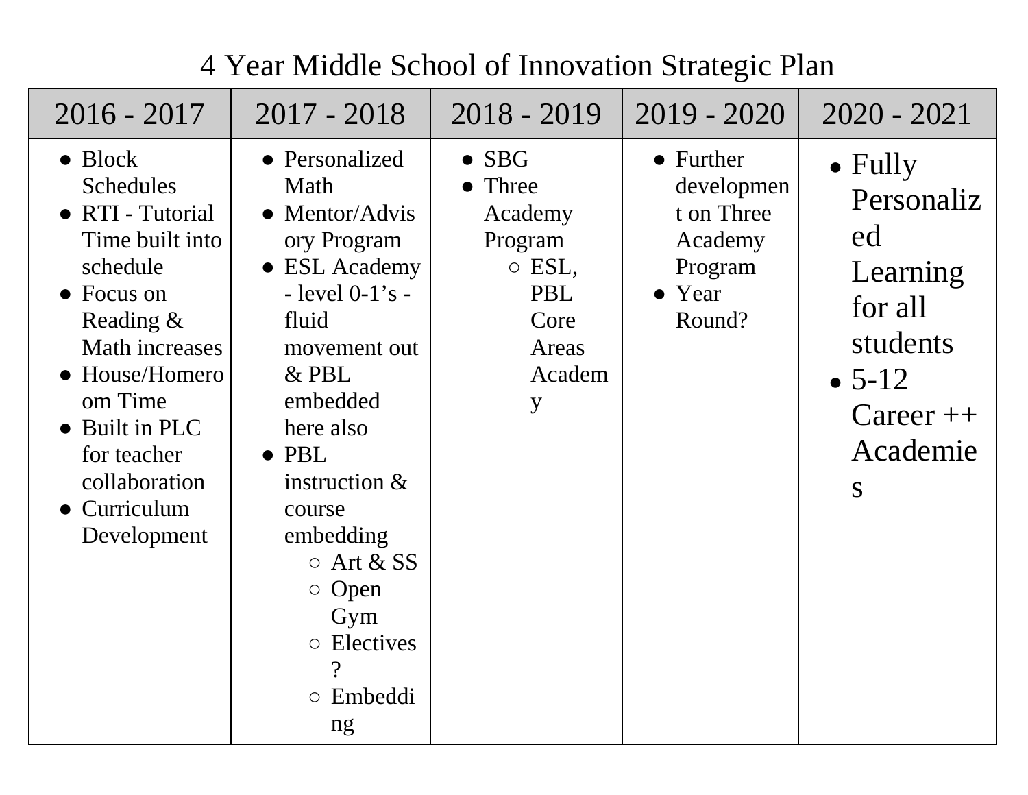# 4 Year Middle School of Innovation Strategic Plan

| 2016 - 2017 | 2017 - 2018 | 2018 - 2019 | 2019 - 2020 | 2020 - 2021 |
|---|---|---|---|---|
| • Block Schedules<br>• RTI - Tutorial Time built into schedule<br>• Focus on Reading & Math increases<br>• House/Homeroom Time<br>• Built in PLC for teacher collaboration<br>• Curriculum Development | • Personalized Math<br>• Mentor/Advisory Program<br>• ESL Academy - level 0-1's - fluid movement out & PBL embedded here also<br>• PBL instruction & course embedding<br>  ○ Art & SS<br>  ○ Open Gym<br>  ○ Electives ?<br>  ○ Embedding | • SBG<br>• Three Academy Program<br>  ○ ESL, PBL Core Areas Academy | • Further development on Three Academy Program<br>• Year Round? | • Fully Personalized Learning for all students<br>• 5-12 Career ++ Academies |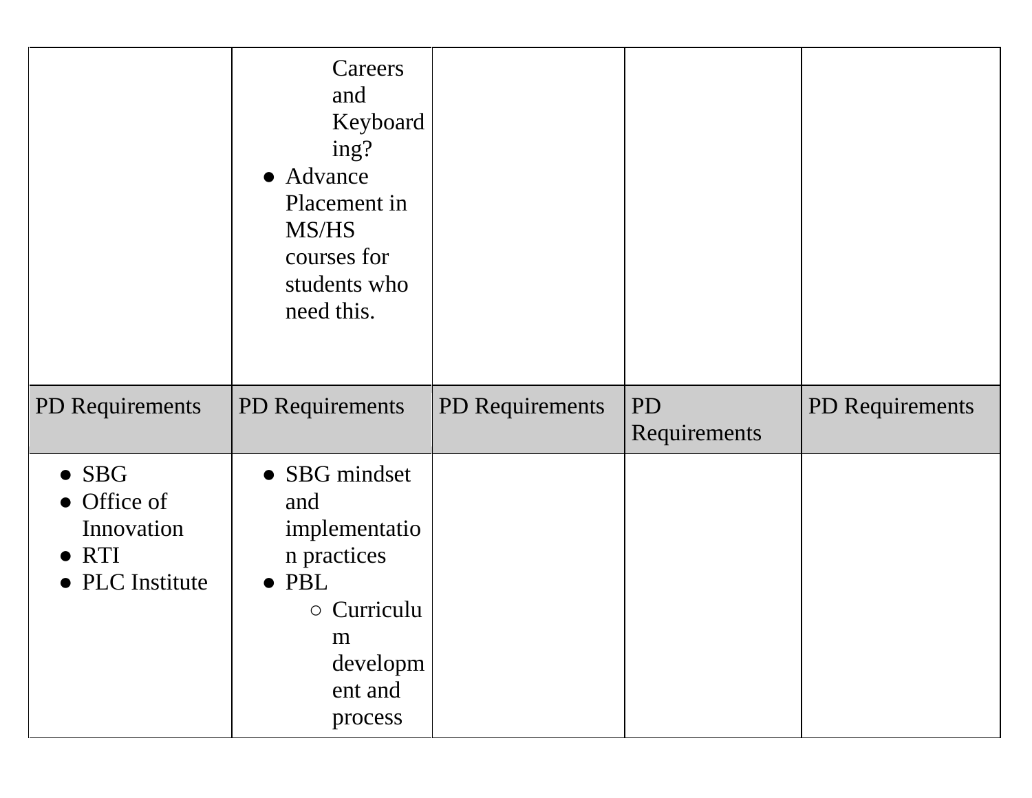| | | | | |
|---|---|---|---|---|
| | ○ Careers and Keyboarding?<br>● Advance Placement in MS/HS courses for students who need this. | | | |
| PD Requirements | PD Requirements | PD Requirements | PD Requirements | PD Requirements |
| ● SBG<br>● Office of Innovation<br>● RTI<br>● PLC Institute | ● SBG mindset and implementation practices<br>● PBL<br>○ Curriculum development and process | | | |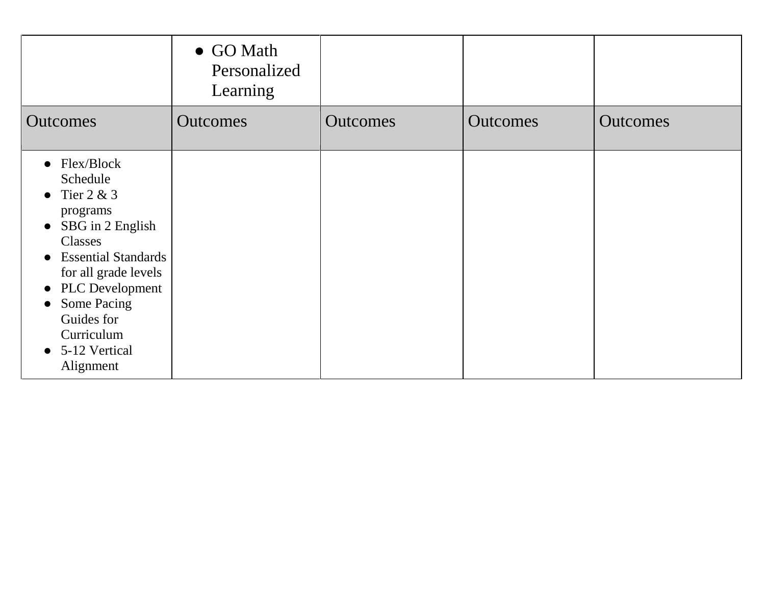| | | | | |
|---|---|---|---|---|
| | • GO Math Personalized Learning | | | |
| Outcomes | Outcomes | Outcomes | Outcomes | Outcomes |
| • Flex/Block Schedule<br>• Tier 2 & 3 programs<br>• SBG in 2 English Classes<br>• Essential Standards for all grade levels<br>• PLC Development<br>• Some Pacing Guides for Curriculum<br>• 5-12 Vertical Alignment | | | | |